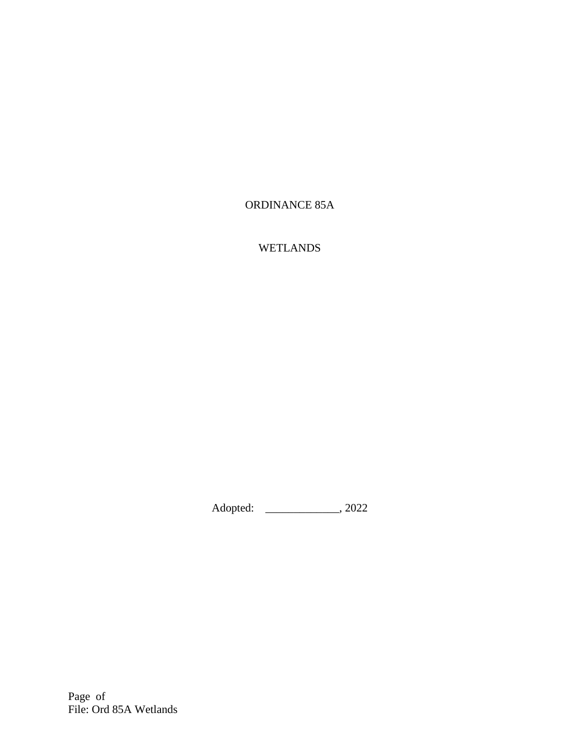# ORDINANCE 85A

## WETLANDS

Adopted: _____________, 2022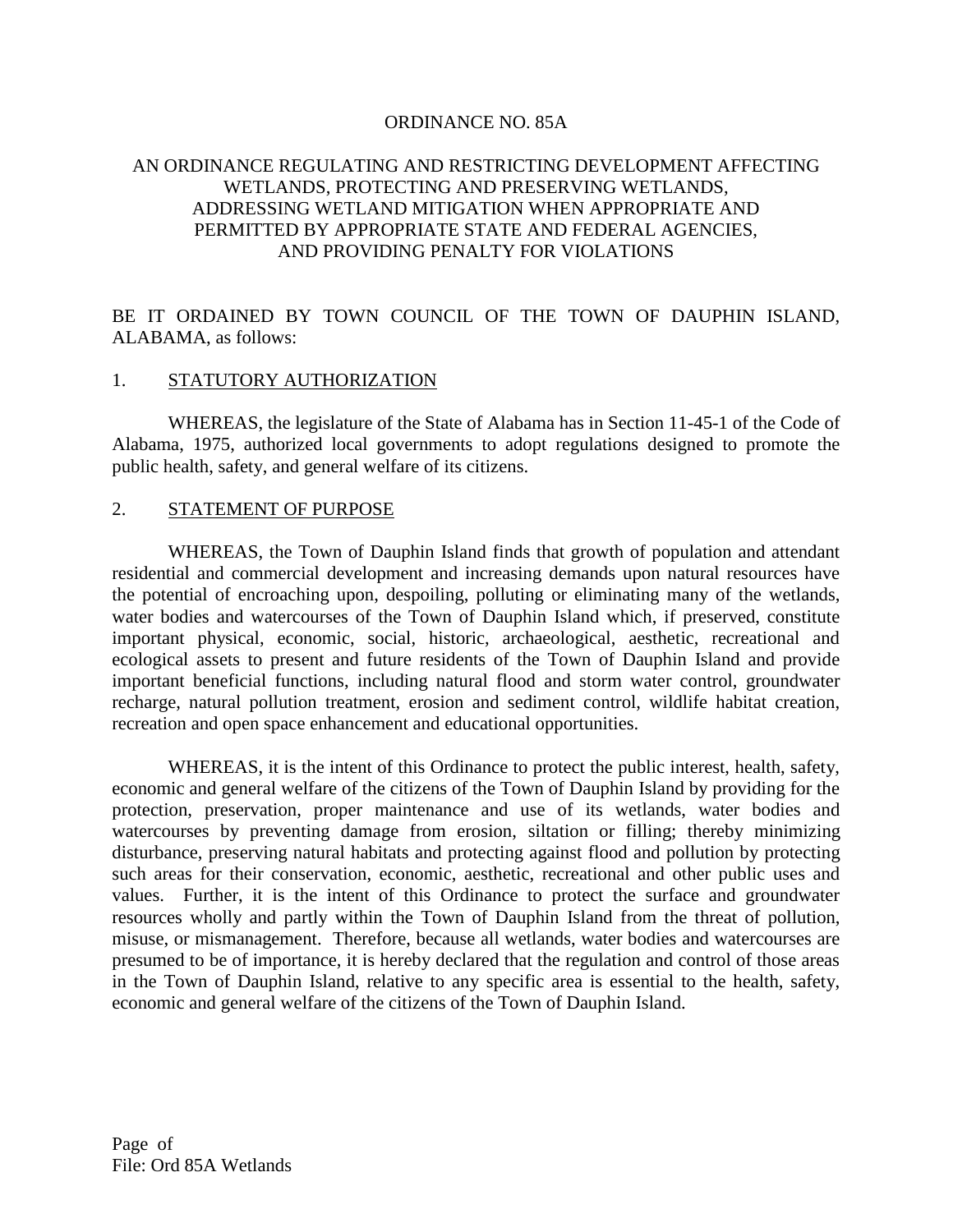ORDINANCE NO. 85A

AN ORDINANCE REGULATING AND RESTRICTING DEVELOPMENT AFFECTING WETLANDS, PROTECTING AND PRESERVING WETLANDS, ADDRESSING WETLAND MITIGATION WHEN APPROPRIATE AND PERMITTED BY APPROPRIATE STATE AND FEDERAL AGENCIES, AND PROVIDING PENALTY FOR VIOLATIONS

BE IT ORDAINED BY TOWN COUNCIL OF THE TOWN OF DAUPHIN ISLAND, ALABAMA, as follows:

1. STATUTORY AUTHORIZATION

WHEREAS, the legislature of the State of Alabama has in Section 11-45-1 of the Code of Alabama, 1975, authorized local governments to adopt regulations designed to promote the public health, safety, and general welfare of its citizens.

2. STATEMENT OF PURPOSE

WHEREAS, the Town of Dauphin Island finds that growth of population and attendant residential and commercial development and increasing demands upon natural resources have the potential of encroaching upon, despoiling, polluting or eliminating many of the wetlands, water bodies and watercourses of the Town of Dauphin Island which, if preserved, constitute important physical, economic, social, historic, archaeological, aesthetic, recreational and ecological assets to present and future residents of the Town of Dauphin Island and provide important beneficial functions, including natural flood and storm water control, groundwater recharge, natural pollution treatment, erosion and sediment control, wildlife habitat creation, recreation and open space enhancement and educational opportunities.

WHEREAS, it is the intent of this Ordinance to protect the public interest, health, safety, economic and general welfare of the citizens of the Town of Dauphin Island by providing for the protection, preservation, proper maintenance and use of its wetlands, water bodies and watercourses by preventing damage from erosion, siltation or filling; thereby minimizing disturbance, preserving natural habitats and protecting against flood and pollution by protecting such areas for their conservation, economic, aesthetic, recreational and other public uses and values. Further, it is the intent of this Ordinance to protect the surface and groundwater resources wholly and partly within the Town of Dauphin Island from the threat of pollution, misuse, or mismanagement. Therefore, because all wetlands, water bodies and watercourses are presumed to be of importance, it is hereby declared that the regulation and control of those areas in the Town of Dauphin Island, relative to any specific area is essential to the health, safety, economic and general welfare of the citizens of the Town of Dauphin Island.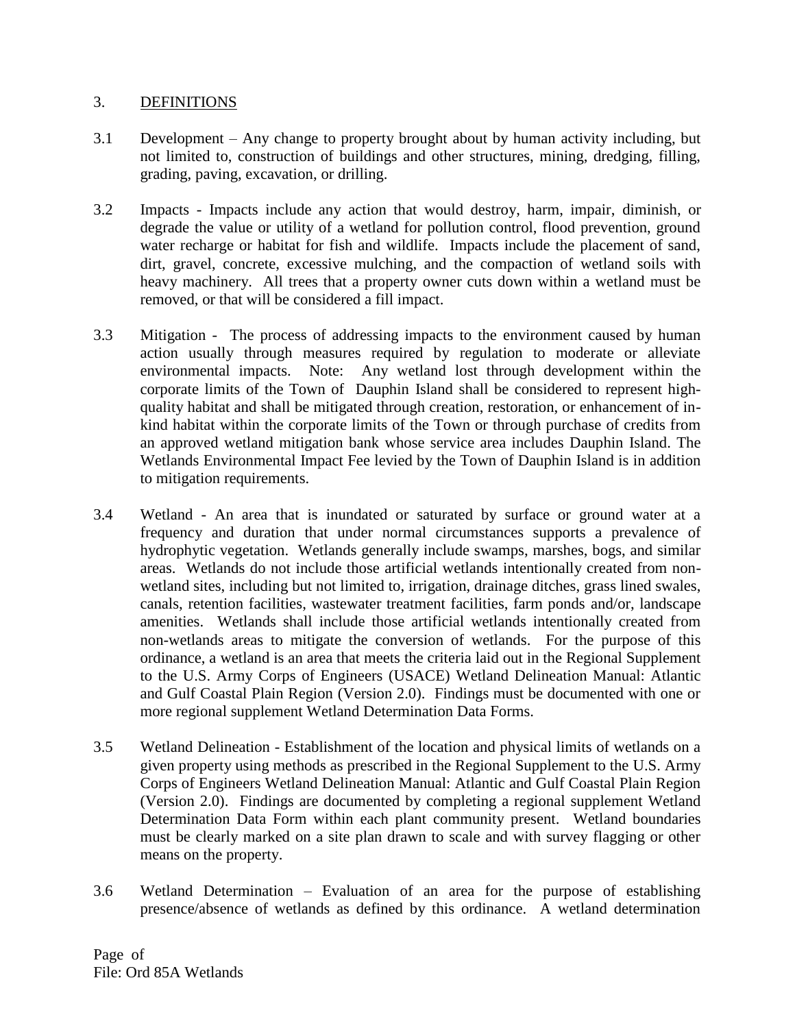## 3. DEFINITIONS

3.1 Development – Any change to property brought about by human activity including, but not limited to, construction of buildings and other structures, mining, dredging, filling, grading, paving, excavation, or drilling.

3.2 Impacts - Impacts include any action that would destroy, harm, impair, diminish, or degrade the value or utility of a wetland for pollution control, flood prevention, ground water recharge or habitat for fish and wildlife. Impacts include the placement of sand, dirt, gravel, concrete, excessive mulching, and the compaction of wetland soils with heavy machinery. All trees that a property owner cuts down within a wetland must be removed, or that will be considered a fill impact.

3.3 Mitigation - The process of addressing impacts to the environment caused by human action usually through measures required by regulation to moderate or alleviate environmental impacts. Note: Any wetland lost through development within the corporate limits of the Town of Dauphin Island shall be considered to represent high-quality habitat and shall be mitigated through creation, restoration, or enhancement of in-kind habitat within the corporate limits of the Town or through purchase of credits from an approved wetland mitigation bank whose service area includes Dauphin Island. The Wetlands Environmental Impact Fee levied by the Town of Dauphin Island is in addition to mitigation requirements.

3.4 Wetland - An area that is inundated or saturated by surface or ground water at a frequency and duration that under normal circumstances supports a prevalence of hydrophytic vegetation. Wetlands generally include swamps, marshes, bogs, and similar areas. Wetlands do not include those artificial wetlands intentionally created from non-wetland sites, including but not limited to, irrigation, drainage ditches, grass lined swales, canals, retention facilities, wastewater treatment facilities, farm ponds and/or, landscape amenities. Wetlands shall include those artificial wetlands intentionally created from non-wetlands areas to mitigate the conversion of wetlands. For the purpose of this ordinance, a wetland is an area that meets the criteria laid out in the Regional Supplement to the U.S. Army Corps of Engineers (USACE) Wetland Delineation Manual: Atlantic and Gulf Coastal Plain Region (Version 2.0). Findings must be documented with one or more regional supplement Wetland Determination Data Forms.

3.5 Wetland Delineation - Establishment of the location and physical limits of wetlands on a given property using methods as prescribed in the Regional Supplement to the U.S. Army Corps of Engineers Wetland Delineation Manual: Atlantic and Gulf Coastal Plain Region (Version 2.0). Findings are documented by completing a regional supplement Wetland Determination Data Form within each plant community present. Wetland boundaries must be clearly marked on a site plan drawn to scale and with survey flagging or other means on the property.

3.6 Wetland Determination – Evaluation of an area for the purpose of establishing presence/absence of wetlands as defined by this ordinance. A wetland determination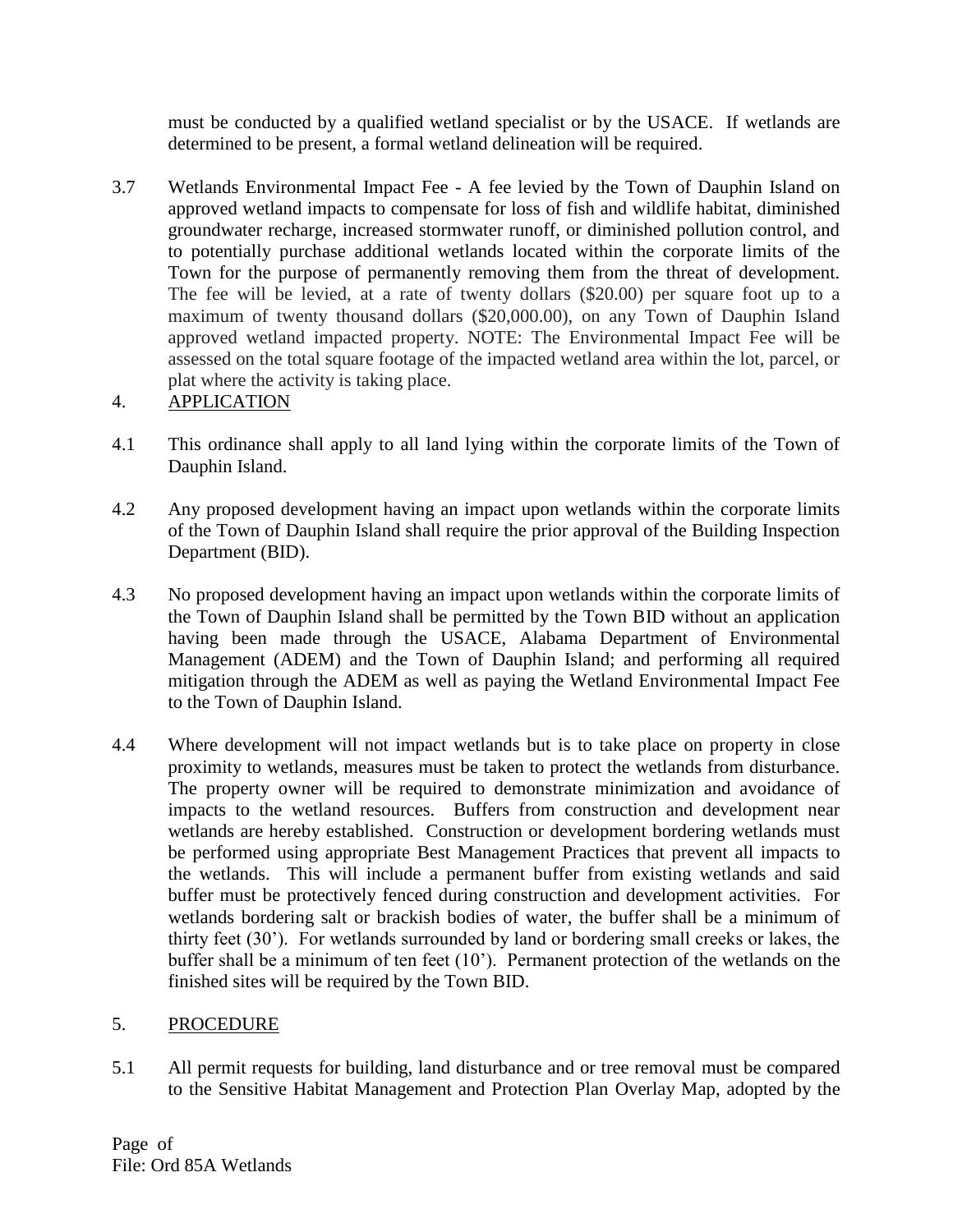must be conducted by a qualified wetland specialist or by the USACE. If wetlands are determined to be present, a formal wetland delineation will be required.

3.7 Wetlands Environmental Impact Fee - A fee levied by the Town of Dauphin Island on approved wetland impacts to compensate for loss of fish and wildlife habitat, diminished groundwater recharge, increased stormwater runoff, or diminished pollution control, and to potentially purchase additional wetlands located within the corporate limits of the Town for the purpose of permanently removing them from the threat of development. The fee will be levied, at a rate of twenty dollars ($20.00) per square foot up to a maximum of twenty thousand dollars ($20,000.00), on any Town of Dauphin Island approved wetland impacted property. NOTE: The Environmental Impact Fee will be assessed on the total square footage of the impacted wetland area within the lot, parcel, or plat where the activity is taking place.

## 4. APPLICATION

4.1 This ordinance shall apply to all land lying within the corporate limits of the Town of Dauphin Island.

4.2 Any proposed development having an impact upon wetlands within the corporate limits of the Town of Dauphin Island shall require the prior approval of the Building Inspection Department (BID).

4.3 No proposed development having an impact upon wetlands within the corporate limits of the Town of Dauphin Island shall be permitted by the Town BID without an application having been made through the USACE, Alabama Department of Environmental Management (ADEM) and the Town of Dauphin Island; and performing all required mitigation through the ADEM as well as paying the Wetland Environmental Impact Fee to the Town of Dauphin Island.

4.4 Where development will not impact wetlands but is to take place on property in close proximity to wetlands, measures must be taken to protect the wetlands from disturbance. The property owner will be required to demonstrate minimization and avoidance of impacts to the wetland resources. Buffers from construction and development near wetlands are hereby established. Construction or development bordering wetlands must be performed using appropriate Best Management Practices that prevent all impacts to the wetlands. This will include a permanent buffer from existing wetlands and said buffer must be protectively fenced during construction and development activities. For wetlands bordering salt or brackish bodies of water, the buffer shall be a minimum of thirty feet (30'). For wetlands surrounded by land or bordering small creeks or lakes, the buffer shall be a minimum of ten feet (10'). Permanent protection of the wetlands on the finished sites will be required by the Town BID.

## 5. PROCEDURE

5.1 All permit requests for building, land disturbance and or tree removal must be compared to the Sensitive Habitat Management and Protection Plan Overlay Map, adopted by the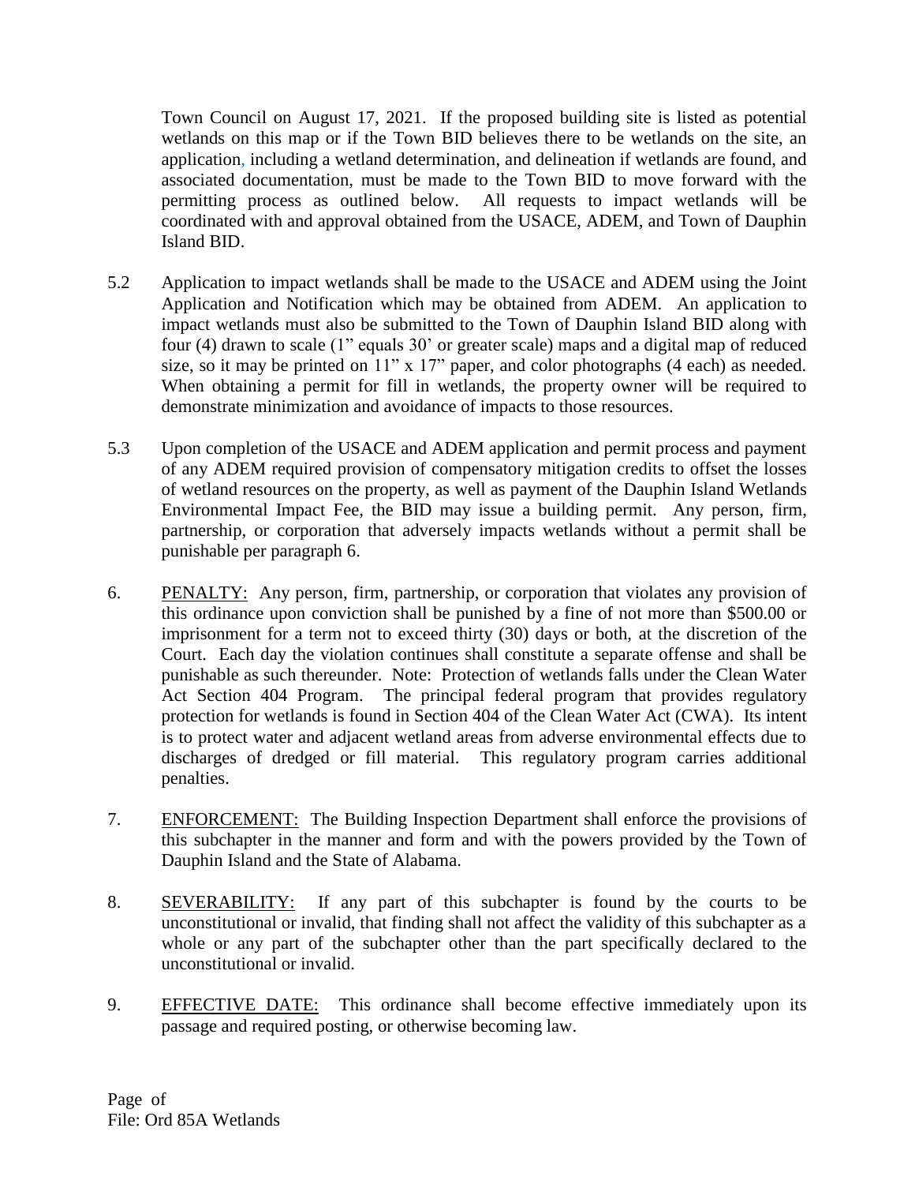Town Council on August 17, 2021. If the proposed building site is listed as potential wetlands on this map or if the Town BID believes there to be wetlands on the site, an application, including a wetland determination, and delineation if wetlands are found, and associated documentation, must be made to the Town BID to move forward with the permitting process as outlined below. All requests to impact wetlands will be coordinated with and approval obtained from the USACE, ADEM, and Town of Dauphin Island BID.

5.2 Application to impact wetlands shall be made to the USACE and ADEM using the Joint Application and Notification which may be obtained from ADEM. An application to impact wetlands must also be submitted to the Town of Dauphin Island BID along with four (4) drawn to scale (1" equals 30' or greater scale) maps and a digital map of reduced size, so it may be printed on 11" x 17" paper, and color photographs (4 each) as needed. When obtaining a permit for fill in wetlands, the property owner will be required to demonstrate minimization and avoidance of impacts to those resources.

5.3 Upon completion of the USACE and ADEM application and permit process and payment of any ADEM required provision of compensatory mitigation credits to offset the losses of wetland resources on the property, as well as payment of the Dauphin Island Wetlands Environmental Impact Fee, the BID may issue a building permit. Any person, firm, partnership, or corporation that adversely impacts wetlands without a permit shall be punishable per paragraph 6.

6. PENALTY: Any person, firm, partnership, or corporation that violates any provision of this ordinance upon conviction shall be punished by a fine of not more than $500.00 or imprisonment for a term not to exceed thirty (30) days or both, at the discretion of the Court. Each day the violation continues shall constitute a separate offense and shall be punishable as such thereunder. Note: Protection of wetlands falls under the Clean Water Act Section 404 Program. The principal federal program that provides regulatory protection for wetlands is found in Section 404 of the Clean Water Act (CWA). Its intent is to protect water and adjacent wetland areas from adverse environmental effects due to discharges of dredged or fill material. This regulatory program carries additional penalties.

7. ENFORCEMENT: The Building Inspection Department shall enforce the provisions of this subchapter in the manner and form and with the powers provided by the Town of Dauphin Island and the State of Alabama.

8. SEVERABILITY: If any part of this subchapter is found by the courts to be unconstitutional or invalid, that finding shall not affect the validity of this subchapter as a whole or any part of the subchapter other than the part specifically declared to the unconstitutional or invalid.

9. EFFECTIVE DATE: This ordinance shall become effective immediately upon its passage and required posting, or otherwise becoming law.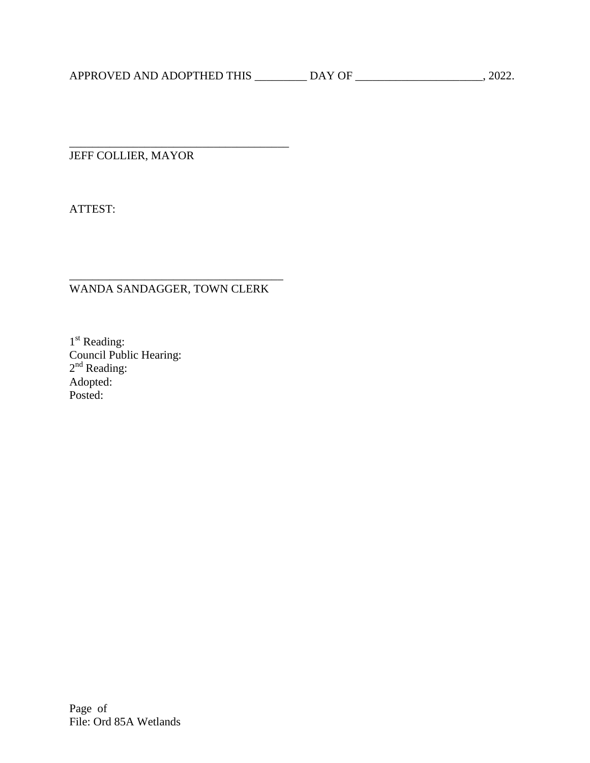APPROVED AND ADOPTHED THIS _________ DAY OF ______________________, 2022.

_______________________________________
JEFF COLLIER, MAYOR

ATTEST:

_______________________________________
WANDA SANDAGGER, TOWN CLERK

1st Reading:
Council Public Hearing:
2nd Reading:
Adopted:
Posted:

File: Ord 85A Wetlands